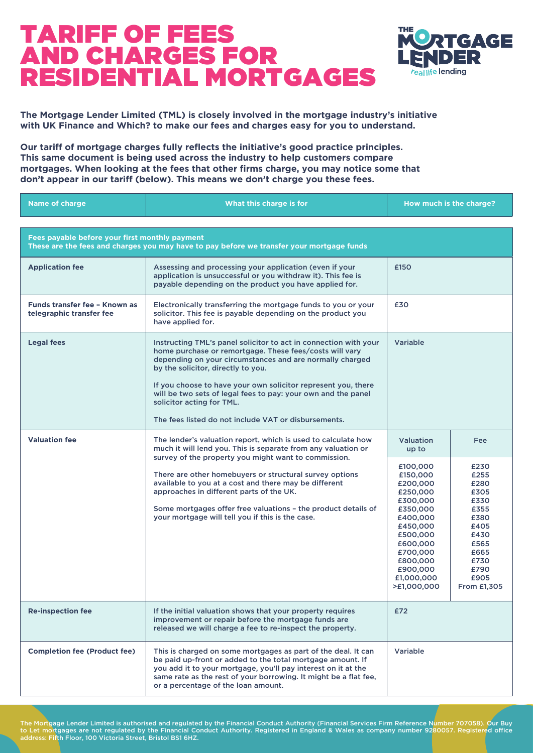# TARIFF OF FEES AND CHARGES FOR RESIDENTIAL MORTGAGES

**The Mortgage Lender Limited (TML) is closely involved in the mortgage industry's initiative with UK Finance and Which? to make our fees and charges easy for you to understand.**

**Our tariff of mortgage charges fully reflects the initiative's good practice principles. This same document is being used across the industry to help customers compare mortgages. When looking at the fees that other firms charge, you may notice some that don't appear in our tariff (below). This means we don't charge you these fees.**

| Name of charge | What this charge is for | How much is the charge? | |
|---|---|---|---|
| **Fees payable before your first monthly payment** These are the fees and charges you may have to pay before we transfer your mortgage funds | | | |
| **Application fee** | Assessing and processing your application (even if your application is unsuccessful or you withdraw it). This fee is payable depending on the product you have applied for. | £150 | |
| **Funds transfer fee – Known as telegraphic transfer fee** | Electronically transferring the mortgage funds to you or your solicitor. This fee is payable depending on the product you have applied for. | £30 | |
| **Legal fees** | Instructing TML's panel solicitor to act in connection with your home purchase or remortgage. These fees/costs will vary depending on your circumstances and are normally charged by the solicitor, directly to you.<br><br>If you choose to have your own solicitor represent you, there will be two sets of legal fees to pay: your own and the panel solicitor acting for TML.<br><br>The fees listed do not include VAT or disbursements. | Variable | |
| **Valuation fee** | The lender's valuation report, which is used to calculate how much it will lend you. This is separate from any valuation or survey of the property you might want to commission.<br><br>There are other homebuyers or structural survey options available to you at a cost and there may be different approaches in different parts of the UK.<br><br>Some mortgages offer free valuations – the product details of your mortgage will tell you if this is the case. | **Valuation up to** | **Fee** |
| | | £100,000 | £230 |
| | | £150,000 | £255 |
| | | £200,000 | £280 |
| | | £250,000 | £305 |
| | | £300,000 | £330 |
| | | £350,000 | £355 |
| | | £400,000 | £380 |
| | | £450,000 | £405 |
| | | £500,000 | £430 |
| | | £600,000 | £565 |
| | | £700,000 | £665 |
| | | £800,000 | £730 |
| | | £900,000 | £790 |
| | | £1,000,000 | £905 |
| | | >£1,000,000 | From £1,305 |
| **Re-inspection fee** | If the initial valuation shows that your property requires improvement or repair before the mortgage funds are released we will charge a fee to re-inspect the property. | £72 | |
| **Completion fee (Product fee)** | This is charged on some mortgages as part of the deal. It can be paid up-front or added to the total mortgage amount. If you add it to your mortgage, you'll pay interest on it at the same rate as the rest of your borrowing. It might be a flat fee, or a percentage of the loan amount. | Variable | |

The Mortgage Lender Limited is authorised and regulated by the Financial Conduct Authority (Financial Services Firm Reference Number 707058). Our Buy to Let mortgages are not regulated by the Financial Conduct Authority. Registered in England & Wales as company number 9280057. Registered office address: Fifth Floor, 100 Victoria Street, Bristol BS1 6HZ.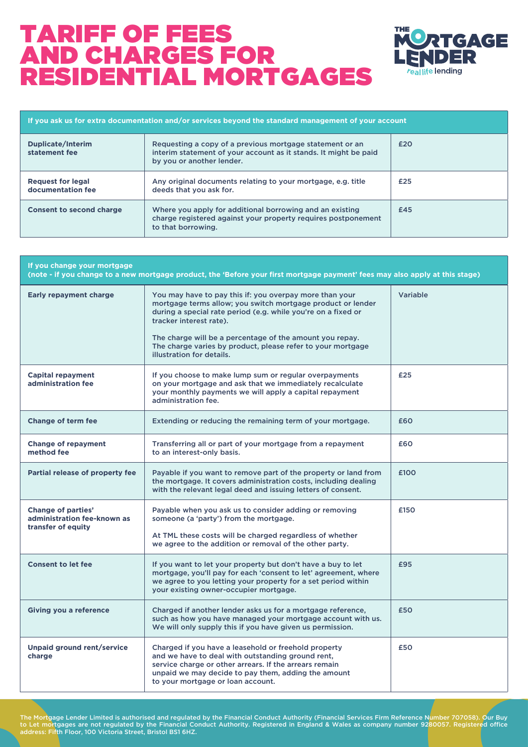# TARIFF OF FEES AND CHARGES FOR RESIDENTIAL MORTGAGES

| If you ask us for extra documentation and/or services beyond the standard management of your account | | |
|---|---|---|
| **Duplicate/Interim statement fee** | Requesting a copy of a previous mortgage statement or an interim statement of your account as it stands. It might be paid by you or another lender. | £20 |
| **Request for legal documentation fee** | Any original documents relating to your mortgage, e.g. title deeds that you ask for. | £25 |
| **Consent to second charge** | Where you apply for additional borrowing and an existing charge registered against your property requires postponement to that borrowing. | £45 |

| If you change your mortgage (note - if you change to a new mortgage product, the 'Before your first mortgage payment' fees may also apply at this stage) | | |
|---|---|---|
| **Early repayment charge** | You may have to pay this if: you overpay more than your mortgage terms allow; you switch mortgage product or lender during a special rate period (e.g. while you're on a fixed or tracker interest rate).<br><br>The charge will be a percentage of the amount you repay. The charge varies by product, please refer to your mortgage illustration for details. | Variable |
| **Capital repayment administration fee** | If you choose to make lump sum or regular overpayments on your mortgage and ask that we immediately recalculate your monthly payments we will apply a capital repayment administration fee. | £25 |
| **Change of term fee** | Extending or reducing the remaining term of your mortgage. | £60 |
| **Change of repayment method fee** | Transferring all or part of your mortgage from a repayment to an interest-only basis. | £60 |
| **Partial release of property fee** | Payable if you want to remove part of the property or land from the mortgage. It covers administration costs, including dealing with the relevant legal deed and issuing letters of consent. | £100 |
| **Change of parties' administration fee-known as transfer of equity** | Payable when you ask us to consider adding or removing someone (a 'party') from the mortgage.<br><br>At TML these costs will be charged regardless of whether we agree to the addition or removal of the other party. | £150 |
| **Consent to let fee** | If you want to let your property but don't have a buy to let mortgage, you'll pay for each 'consent to let' agreement, where we agree to you letting your property for a set period within your existing owner-occupier mortgage. | £95 |
| **Giving you a reference** | Charged if another lender asks us for a mortgage reference, such as how you have managed your mortgage account with us. We will only supply this if you have given us permission. | £50 |
| **Unpaid ground rent/service charge** | Charged if you have a leasehold or freehold property and we have to deal with outstanding ground rent, service charge or other arrears. If the arrears remain unpaid we may decide to pay them, adding the amount to your mortgage or loan account. | £50 |

The Mortgage Lender Limited is authorised and regulated by the Financial Conduct Authority (Financial Services Firm Reference Number 707058). Our Buy to Let mortgages are not regulated by the Financial Conduct Authority. Registered in England & Wales as company number 9280057. Registered office address: Fifth Floor, 100 Victoria Street, Bristol BS1 6HZ.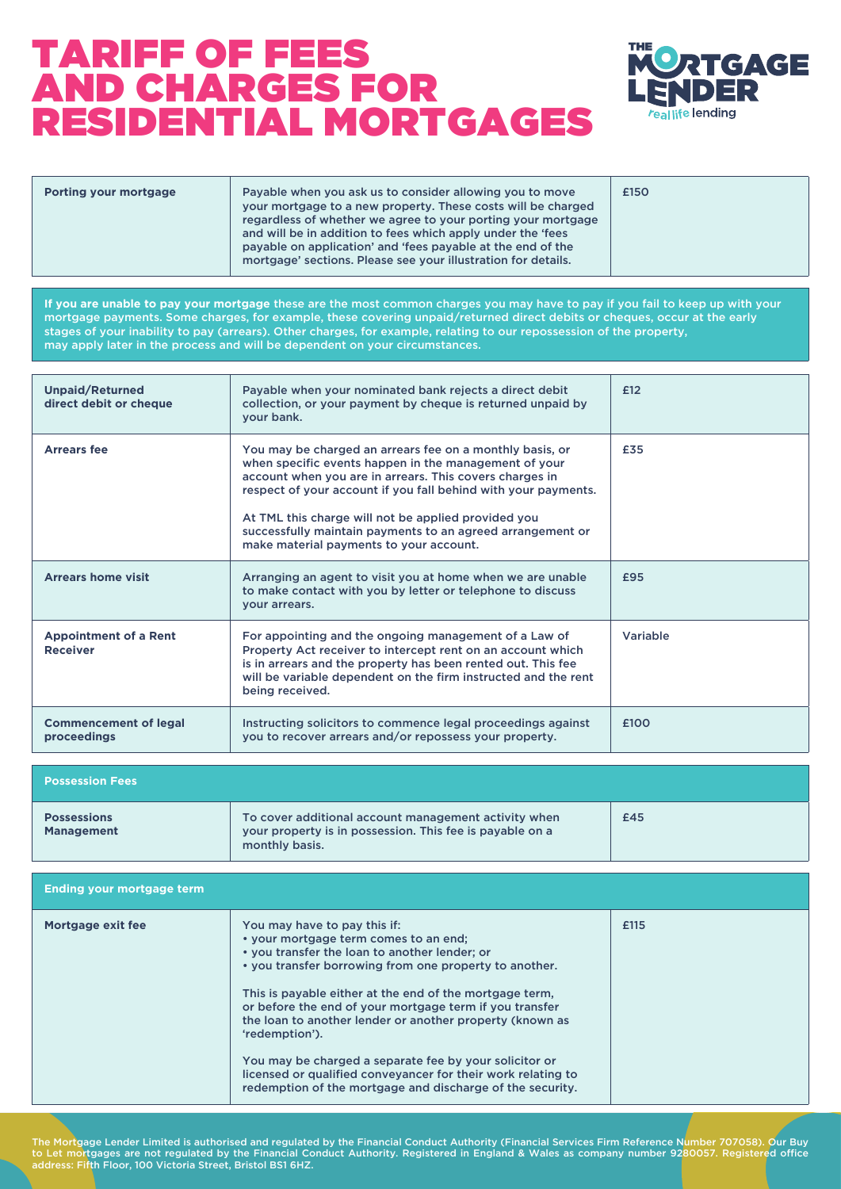# TARIFF OF FEES AND CHARGES FOR RESIDENTIAL MORTGAGES

THE MORTGAGE LENDER real life lending

| | | |
|---|---|---|
| **Porting your mortgage** | Payable when you ask us to consider allowing you to move your mortgage to a new property. These costs will be charged regardless of whether we agree to your porting your mortgage and will be in addition to fees which apply under the 'fees payable on application' and 'fees payable at the end of the mortgage' sections. Please see your illustration for details. | £150 |

**If you are unable to pay your mortgage** these are the most common charges you may have to pay if you fail to keep up with your mortgage payments. Some charges, for example, these covering unpaid/returned direct debits or cheques, occur at the early stages of your inability to pay (arrears). Other charges, for example, relating to our repossession of the property, may apply later in the process and will be dependent on your circumstances.

| | | |
|---|---|---|
| **Unpaid/Returned direct debit or cheque** | Payable when your nominated bank rejects a direct debit collection, or your payment by cheque is returned unpaid by your bank. | £12 |
| **Arrears fee** | You may be charged an arrears fee on a monthly basis, or when specific events happen in the management of your account when you are in arrears. This covers charges in respect of your account if you fall behind with your payments.<br><br>At TML this charge will not be applied provided you successfully maintain payments to an agreed arrangement or make material payments to your account. | £35 |
| **Arrears home visit** | Arranging an agent to visit you at home when we are unable to make contact with you by letter or telephone to discuss your arrears. | £95 |
| **Appointment of a Rent Receiver** | For appointing and the ongoing management of a Law of Property Act receiver to intercept rent on an account which is in arrears and the property has been rented out. This fee will be variable dependent on the firm instructed and the rent being received. | Variable |
| **Commencement of legal proceedings** | Instructing solicitors to commence legal proceedings against you to recover arrears and/or repossess your property. | £100 |

| **Possession Fees** | | |
|---|---|---|
| **Possessions Management** | To cover additional account management activity when your property is in possession. This fee is payable on a monthly basis. | £45 |

| **Ending your mortgage term** | | |
|---|---|---|
| **Mortgage exit fee** | You may have to pay this if:<br>• your mortgage term comes to an end;<br>• you transfer the loan to another lender; or<br>• you transfer borrowing from one property to another.<br><br>This is payable either at the end of the mortgage term, or before the end of your mortgage term if you transfer the loan to another lender or another property (known as 'redemption').<br><br>You may be charged a separate fee by your solicitor or licensed or qualified conveyancer for their work relating to redemption of the mortgage and discharge of the security. | £115 |

The Mortgage Lender Limited is authorised and regulated by the Financial Conduct Authority (Financial Services Firm Reference Number 707058). Our Buy to Let mortgages are not regulated by the Financial Conduct Authority. Registered in England & Wales as company number 9280057. Registered office address: Fifth Floor, 100 Victoria Street, Bristol BS1 6HZ.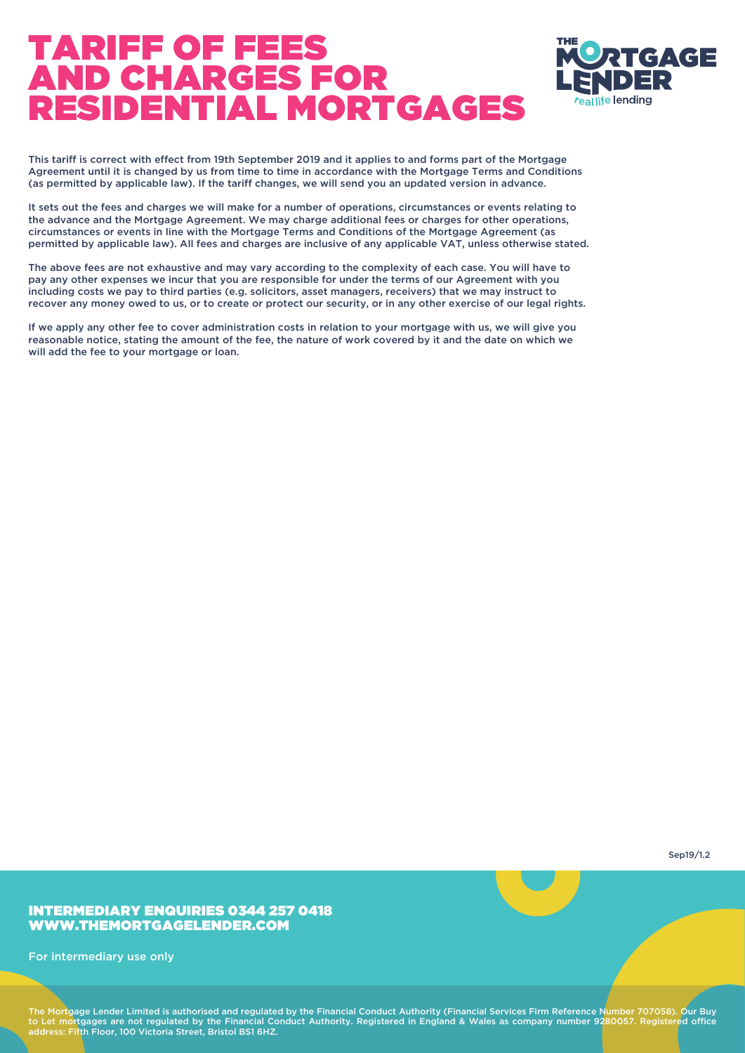# TARIFF OF FEES AND CHARGES FOR RESIDENTIAL MORTGAGES

This tariff is correct with effect from 19th September 2019 and it applies to and forms part of the Mortgage Agreement until it is changed by us from time to time in accordance with the Mortgage Terms and Conditions (as permitted by applicable law). If the tariff changes, we will send you an updated version in advance.

It sets out the fees and charges we will make for a number of operations, circumstances or events relating to the advance and the Mortgage Agreement. We may charge additional fees or charges for other operations, circumstances or events in line with the Mortgage Terms and Conditions of the Mortgage Agreement (as permitted by applicable law). All fees and charges are inclusive of any applicable VAT, unless otherwise stated.

The above fees are not exhaustive and may vary according to the complexity of each case. You will have to pay any other expenses we incur that you are responsible for under the terms of our Agreement with you including costs we pay to third parties (e.g. solicitors, asset managers, receivers) that we may instruct to recover any money owed to us, or to create or protect our security, or in any other exercise of our legal rights.

If we apply any other fee to cover administration costs in relation to your mortgage with us, we will give you reasonable notice, stating the amount of the fee, the nature of work covered by it and the date on which we will add the fee to your mortgage or loan.

Sep19/1.2

**INTERMEDIARY ENQUIRIES 0344 257 0418**
**WWW.THEMORTGAGELENDER.COM**

For intermediary use only

The Mortgage Lender Limited is authorised and regulated by the Financial Conduct Authority (Financial Services Firm Reference Number 707058). Our Buy to Let mortgages are not regulated by the Financial Conduct Authority. Registered in England & Wales as company number 9280057. Registered office address: Fifth Floor, 100 Victoria Street, Bristol BS1 6HZ.